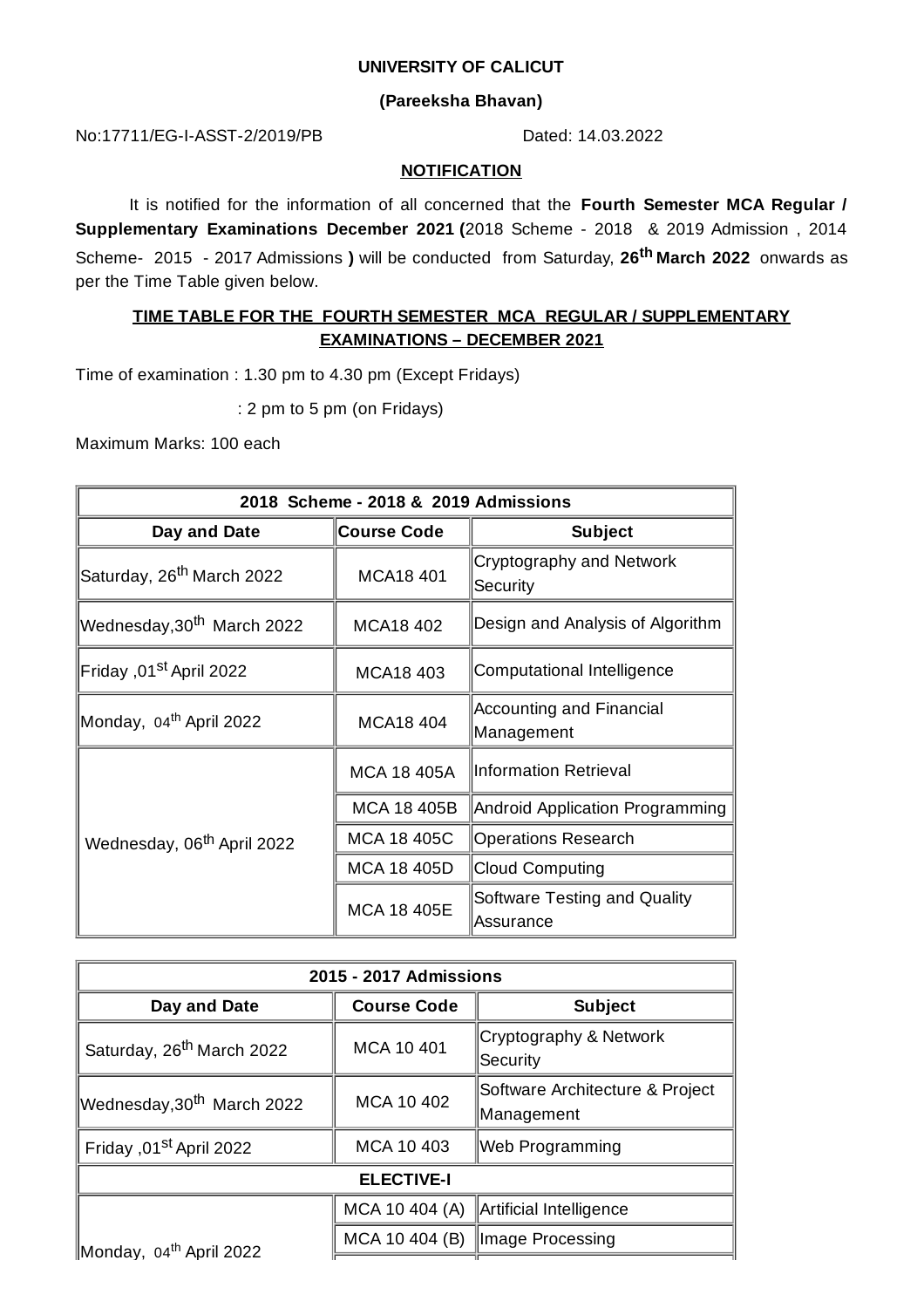**UNIVERSITY OF CALICUT**

**(Pareeksha Bhavan)**

No:17711/EG-I-ASST-2/2019/PB Dated: 14.03.2022

**NOTIFICATION**

It is notified for the information of all concerned that the **Fourth Semester MCA Regular / Supplementary Examinations December 2021 (**2018 Scheme - 2018 & 2019 Admission , 2014 Scheme- 2015 - 2017 Admissions **)** will be conducted from Saturday, **26th March 2022** onwards as per the Time Table given below.

**TIME TABLE FOR THE FOURTH SEMESTER MCA REGULAR / SUPPLEMENTARY EXAMINATIONS – DECEMBER 2021**

Time of examination : 1.30 pm to 4.30 pm (Except Fridays)

: 2 pm to 5 pm (on Fridays)

Maximum Marks: 100 each

| 2018 Scheme - 2018 & 2019 Admissions | | |
|---|---|---|
| **Day and Date** | **Course Code** | **Subject** |
| Saturday, 26th March 2022 | MCA18 401 | Cryptography and Network Security |
| Wednesday,30th March 2022 | MCA18 402 | Design and Analysis of Algorithm |
| Friday ,01st April 2022 | MCA18 403 | Computational Intelligence |
| Monday, 04th April 2022 | MCA18 404 | Accounting and Financial Management |
| Wednesday, 06th April 2022 | MCA 18 405A | Information Retrieval |
| | MCA 18 405B | Android Application Programming |
| | MCA 18 405C | Operations Research |
| | MCA 18 405D | Cloud Computing |
| | MCA 18 405E | Software Testing and Quality Assurance |

| 2015 - 2017 Admissions | | |
|---|---|---|
| **Day and Date** | **Course Code** | **Subject** |
| Saturday, 26th March 2022 | MCA 10 401 | Cryptography & Network Security |
| Wednesday,30th March 2022 | MCA 10 402 | Software Architecture & Project Management |
| Friday ,01st April 2022 | MCA 10 403 | Web Programming |
| **ELECTIVE-I** | | |
| Monday, 04th April 2022 | MCA 10 404 (A) | Artificial Intelligence |
| | MCA 10 404 (B) | Image Processing |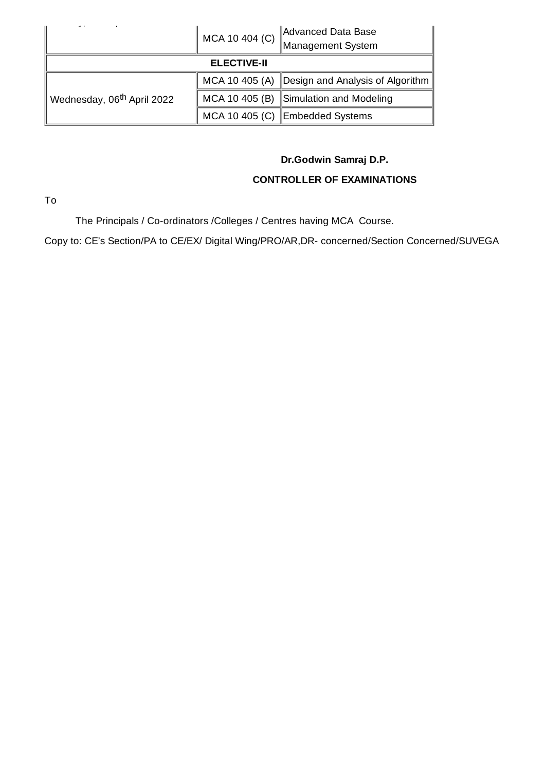| | | |
|---|---|---|
| | MCA 10 404 (C) | Advanced Data Base Management System |
| **ELECTIVE-II** | | |
| Wednesday, 06th April 2022 | MCA 10 405 (A) | Design and Analysis of Algorithm |
| | MCA 10 405 (B) | Simulation and Modeling |
| | MCA 10 405 (C) | Embedded Systems |

**Dr.Godwin Samraj D.P.**

**CONTROLLER OF EXAMINATIONS**

To

The Principals / Co-ordinators /Colleges / Centres having MCA Course.

Copy to: CE's Section/PA to CE/EX/ Digital Wing/PRO/AR,DR- concerned/Section Concerned/SUVEGA